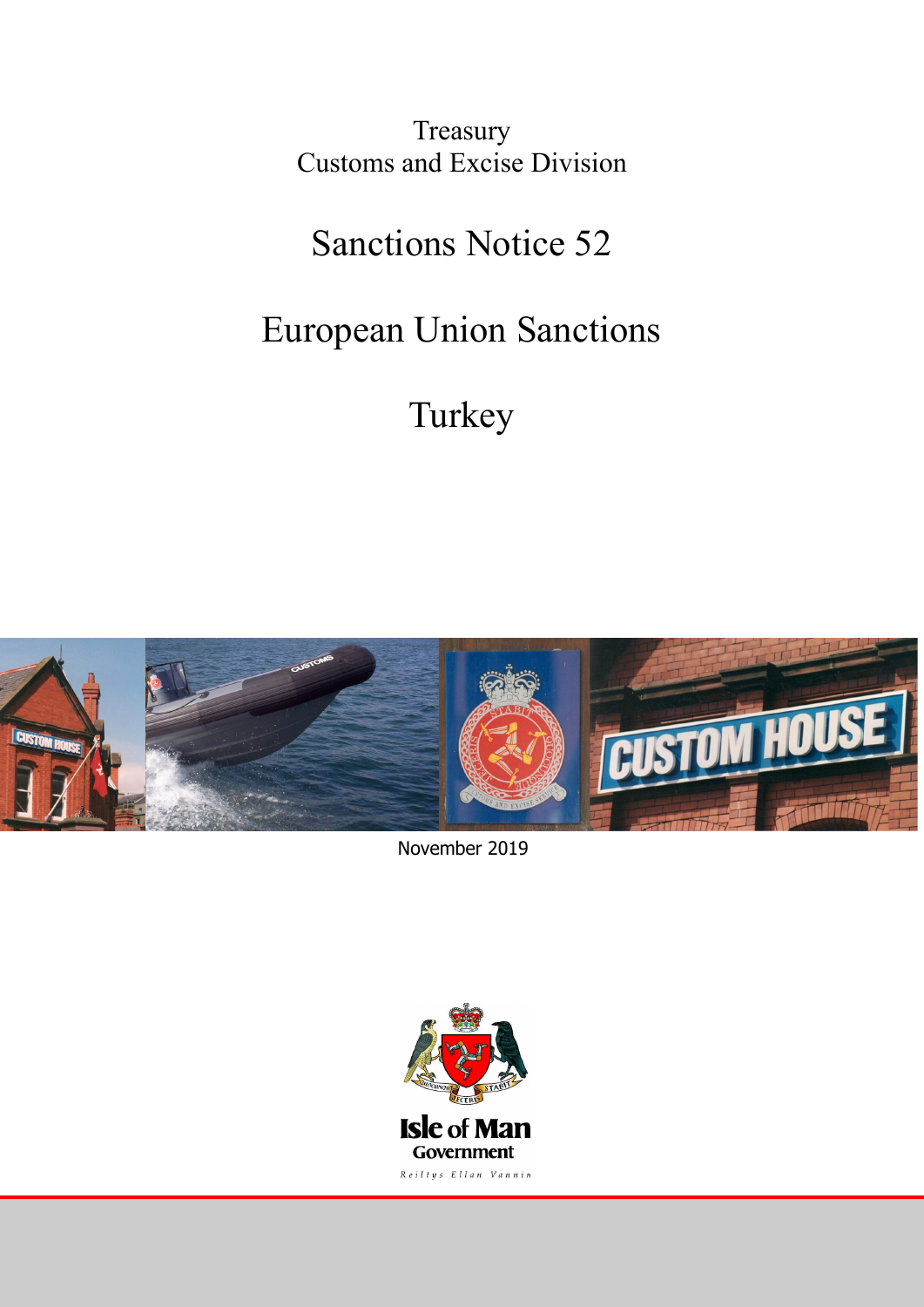Treasury
Customs and Excise Division

# Sanctions Notice 52

# European Union Sanctions

# Turkey

November 2019

Isle of Man Government

Reiltys Ellan Vannin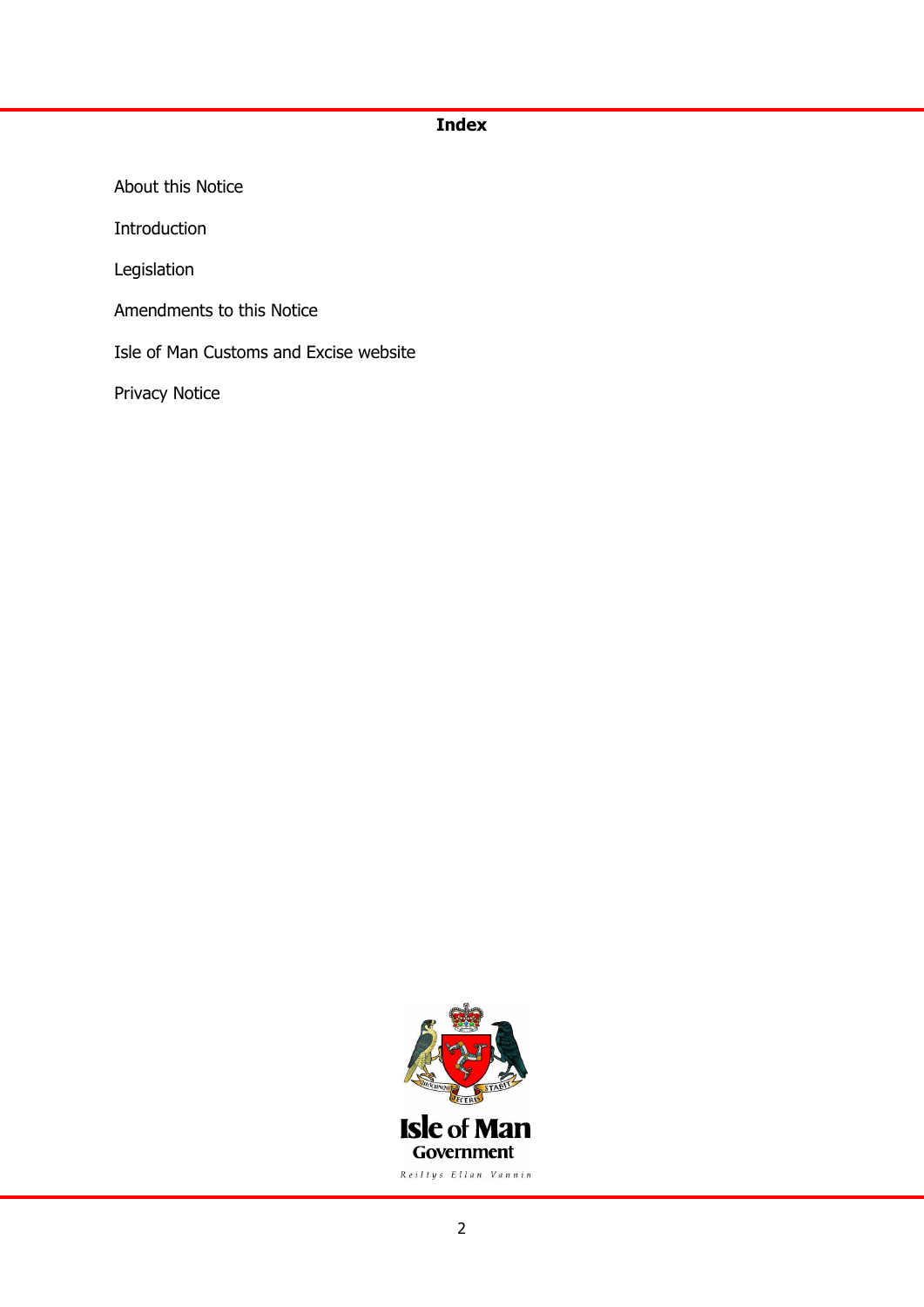**Index**

About this Notice

Introduction

Legislation

Amendments to this Notice

Isle of Man Customs and Excise website

Privacy Notice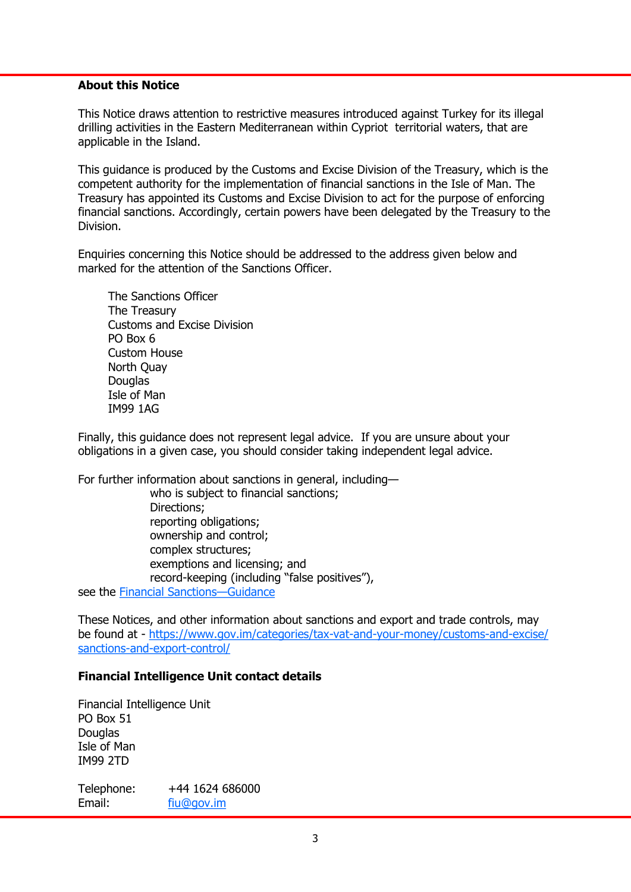**About this Notice**

This Notice draws attention to restrictive measures introduced against Turkey for its illegal drilling activities in the Eastern Mediterranean within Cypriot territorial waters, that are applicable in the Island.

This guidance is produced by the Customs and Excise Division of the Treasury, which is the competent authority for the implementation of financial sanctions in the Isle of Man. The Treasury has appointed its Customs and Excise Division to act for the purpose of enforcing financial sanctions. Accordingly, certain powers have been delegated by the Treasury to the Division.

Enquiries concerning this Notice should be addressed to the address given below and marked for the attention of the Sanctions Officer.

The Sanctions Officer
The Treasury
Customs and Excise Division
PO Box 6
Custom House
North Quay
Douglas
Isle of Man
IM99 1AG

Finally, this guidance does not represent legal advice. If you are unsure about your obligations in a given case, you should consider taking independent legal advice.

For further information about sanctions in general, including—

- who is subject to financial sanctions;
- Directions;
- reporting obligations;
- ownership and control;
- complex structures;
- exemptions and licensing; and
- record-keeping (including "false positives"),

see the [Financial Sanctions—Guidance]

These Notices, and other information about sanctions and export and trade controls, may be found at - https://www.gov.im/categories/tax-vat-and-your-money/customs-and-excise/sanctions-and-export-control/

**Financial Intelligence Unit contact details**

Financial Intelligence Unit
PO Box 51
Douglas
Isle of Man
IM99 2TD

Telephone: +44 1624 686000
Email: fiu@gov.im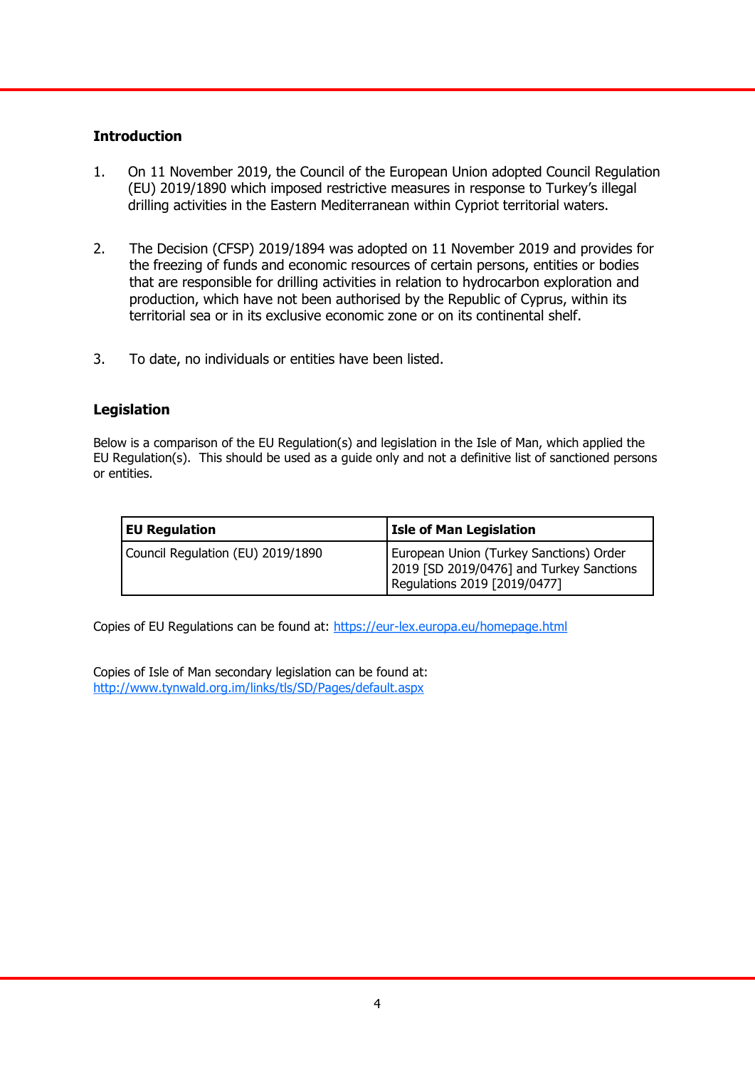## Introduction

1. On 11 November 2019, the Council of the European Union adopted Council Regulation (EU) 2019/1890 which imposed restrictive measures in response to Turkey's illegal drilling activities in the Eastern Mediterranean within Cypriot territorial waters.

2. The Decision (CFSP) 2019/1894 was adopted on 11 November 2019 and provides for the freezing of funds and economic resources of certain persons, entities or bodies that are responsible for drilling activities in relation to hydrocarbon exploration and production, which have not been authorised by the Republic of Cyprus, within its territorial sea or in its exclusive economic zone or on its continental shelf.

3. To date, no individuals or entities have been listed.

## Legislation

Below is a comparison of the EU Regulation(s) and legislation in the Isle of Man, which applied the EU Regulation(s). This should be used as a guide only and not a definitive list of sanctioned persons or entities.

| **EU Regulation** | **Isle of Man Legislation** |
|---|---|
| Council Regulation (EU) 2019/1890 | European Union (Turkey Sanctions) Order 2019 [SD 2019/0476] and Turkey Sanctions Regulations 2019 [2019/0477] |

Copies of EU Regulations can be found at: https://eur-lex.europa.eu/homepage.html

Copies of Isle of Man secondary legislation can be found at: http://www.tynwald.org.im/links/tls/SD/Pages/default.aspx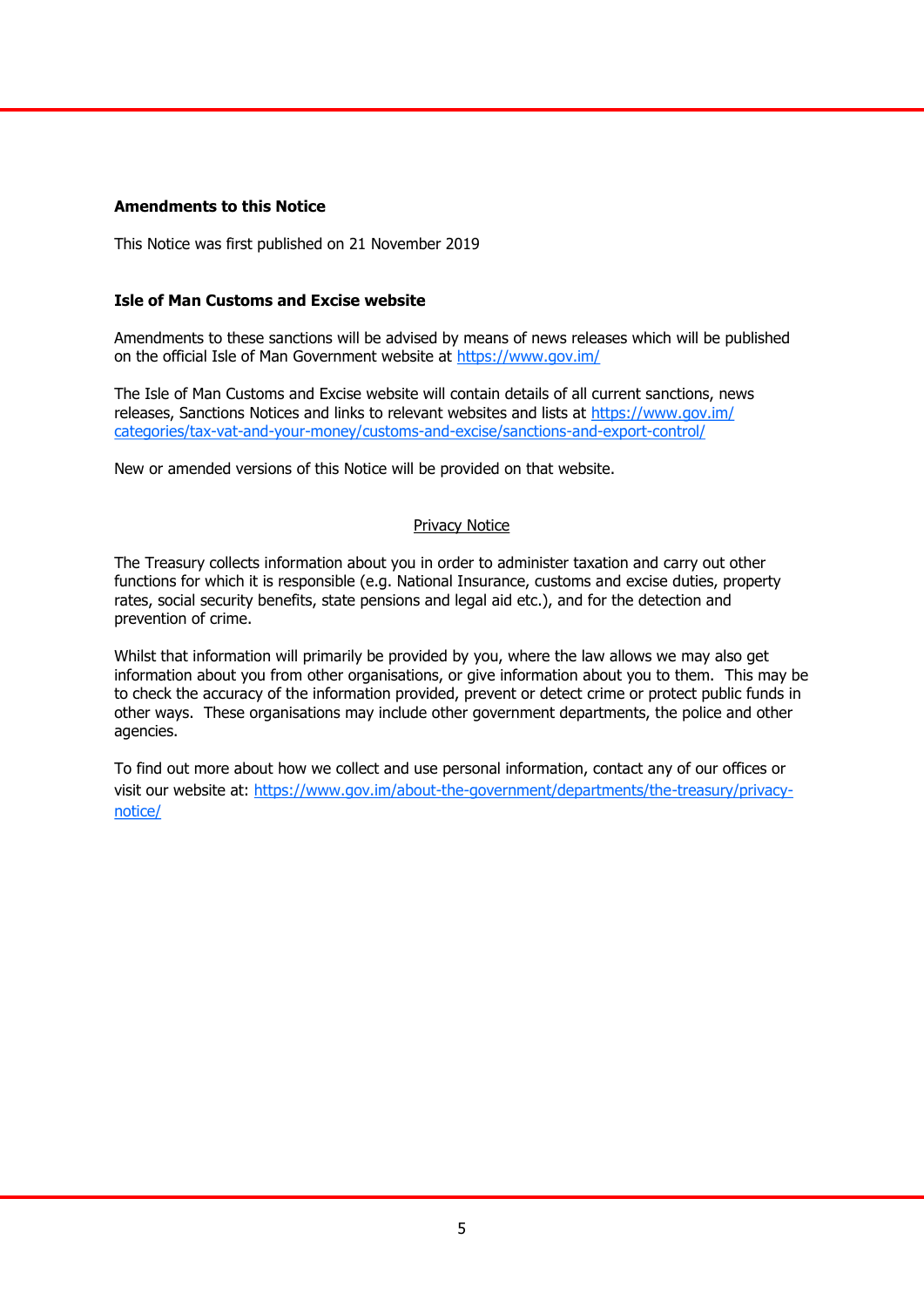**Amendments to this Notice**

This Notice was first published on 21 November 2019

**Isle of Man Customs and Excise website**

Amendments to these sanctions will be advised by means of news releases which will be published on the official Isle of Man Government website at https://www.gov.im/

The Isle of Man Customs and Excise website will contain details of all current sanctions, news releases, Sanctions Notices and links to relevant websites and lists at https://www.gov.im/categories/tax-vat-and-your-money/customs-and-excise/sanctions-and-export-control/

New or amended versions of this Notice will be provided on that website.

<u>Privacy Notice</u>

The Treasury collects information about you in order to administer taxation and carry out other functions for which it is responsible (e.g. National Insurance, customs and excise duties, property rates, social security benefits, state pensions and legal aid etc.), and for the detection and prevention of crime.

Whilst that information will primarily be provided by you, where the law allows we may also get information about you from other organisations, or give information about you to them. This may be to check the accuracy of the information provided, prevent or detect crime or protect public funds in other ways. These organisations may include other government departments, the police and other agencies.

To find out more about how we collect and use personal information, contact any of our offices or visit our website at: https://www.gov.im/about-the-government/departments/the-treasury/privacy-notice/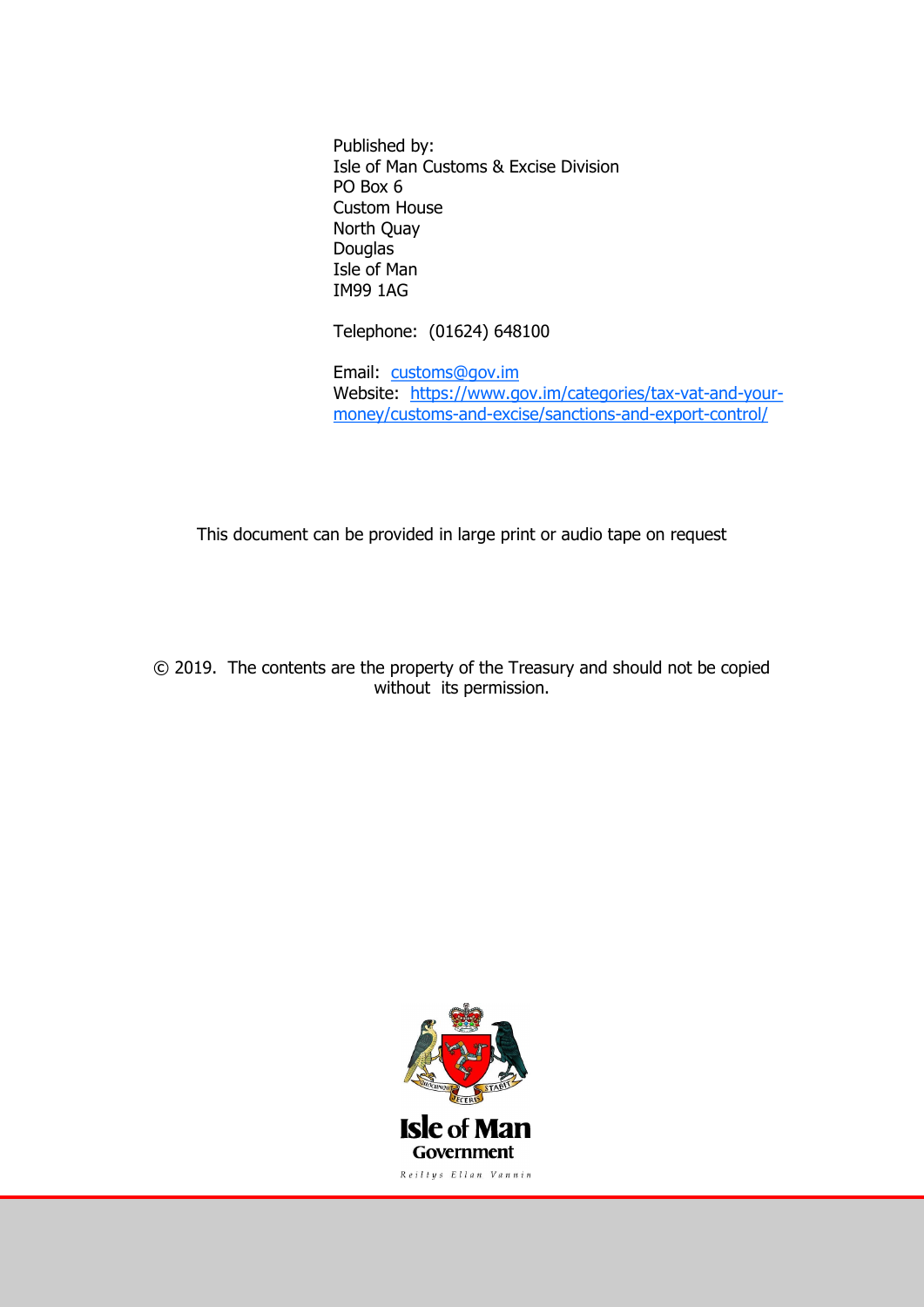Published by:
Isle of Man Customs & Excise Division
PO Box 6
Custom House
North Quay
Douglas
Isle of Man
IM99 1AG

Telephone: (01624) 648100

Email: customs@gov.im
Website: https://www.gov.im/categories/tax-vat-and-your-money/customs-and-excise/sanctions-and-export-control/

This document can be provided in large print or audio tape on request

© 2019. The contents are the property of the Treasury and should not be copied without its permission.

Isle of Man Government

Reiltys Ellan Vannin